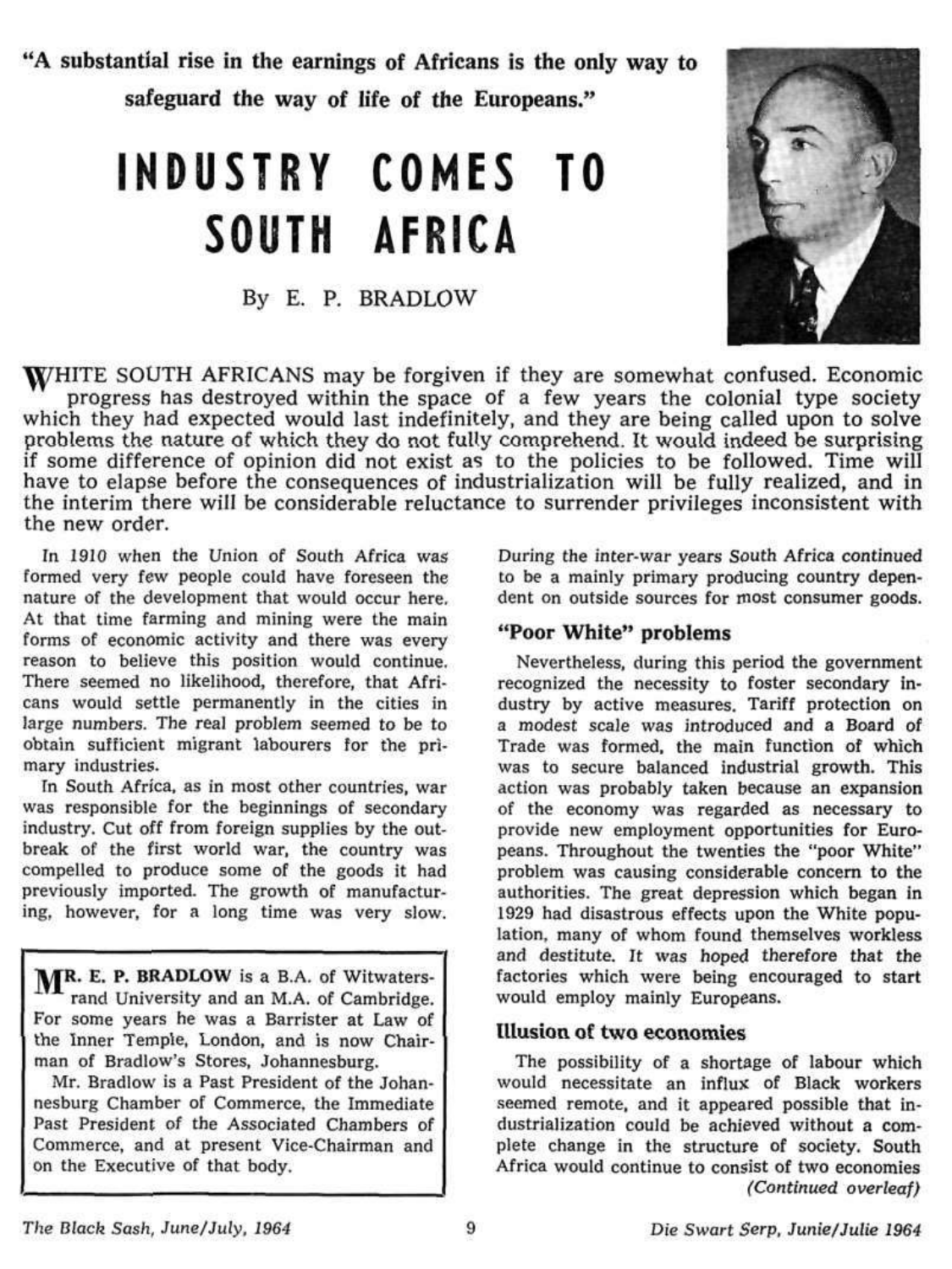"A substantial rise in the earnings of Africans is the only way to safeguard the way of life of the Europeans."

# INDUSTRY COMES TO SOUTH AFRICA

By E. P. BRADLOW

WHITE SOUTH AFRICANS may be forgiven if they are somewhat confused. Economic progress has destroyed within the space of a few years the colonial type society which they had expected would last indefinitely, and they are being called upon to solve problems the nature of which they do not fully comprehend. It would indeed be surprising if some difference of opinion did not exist as to the policies to be followed. Time will have to elapse before the consequences of industrialization will be fully realized, and in the interim there will be considerable reluctance to surrender privileges inconsistent with the new order.

In 1910 when the Union of South Africa was formed very few people could have foreseen the nature of the development that would occur here. At that time farming and mining were the main forms of economic activity and there was every reason to believe this position would continue. There seemed no likelihood, therefore, that Africans would settle permanently in the cities in large numbers. The real problem seemed to be to obtain sufficient migrant labourers for the primary industries.

In South Africa, as in most other countries, war was responsible for the beginnings of secondary industry. Cut off from foreign supplies by the outbreak of the first world war, the country was compelled to produce some of the goods it had previously imported. The growth of manufacturing, however, for a long time was very slow.

> **MR. E. P. BRADLOW** is a B.A. of Witwatersrand University and an M.A. of Cambridge. For some years he was a Barrister at Law of the Inner Temple, London, and is now Chairman of Bradlow's Stores, Johannesburg.
>
> Mr. Bradlow is a Past President of the Johannesburg Chamber of Commerce, the Immediate Past President of the Associated Chambers of Commerce, and at present Vice-Chairman and on the Executive of that body.

During the inter-war years South Africa continued to be a mainly primary producing country dependent on outside sources for most consumer goods.

## "Poor White" problems

Nevertheless, during this period the government recognized the necessity to foster secondary industry by active measures. Tariff protection on a modest scale was introduced and a Board of Trade was formed, the main function of which was to secure balanced industrial growth. This action was probably taken because an expansion of the economy was regarded as necessary to provide new employment opportunities for Europeans. Throughout the twenties the "poor White" problem was causing considerable concern to the authorities. The great depression which began in 1929 had disastrous effects upon the White population, many of whom found themselves workless and destitute. It was hoped therefore that the factories which were being encouraged to start would employ mainly Europeans.

## Illusion of two economies

The possibility of a shortage of labour which would necessitate an influx of Black workers seemed remote, and it appeared possible that industrialization could be achieved without a complete change in the structure of society. South Africa would continue to consist of two economies

*(Continued overleaf)*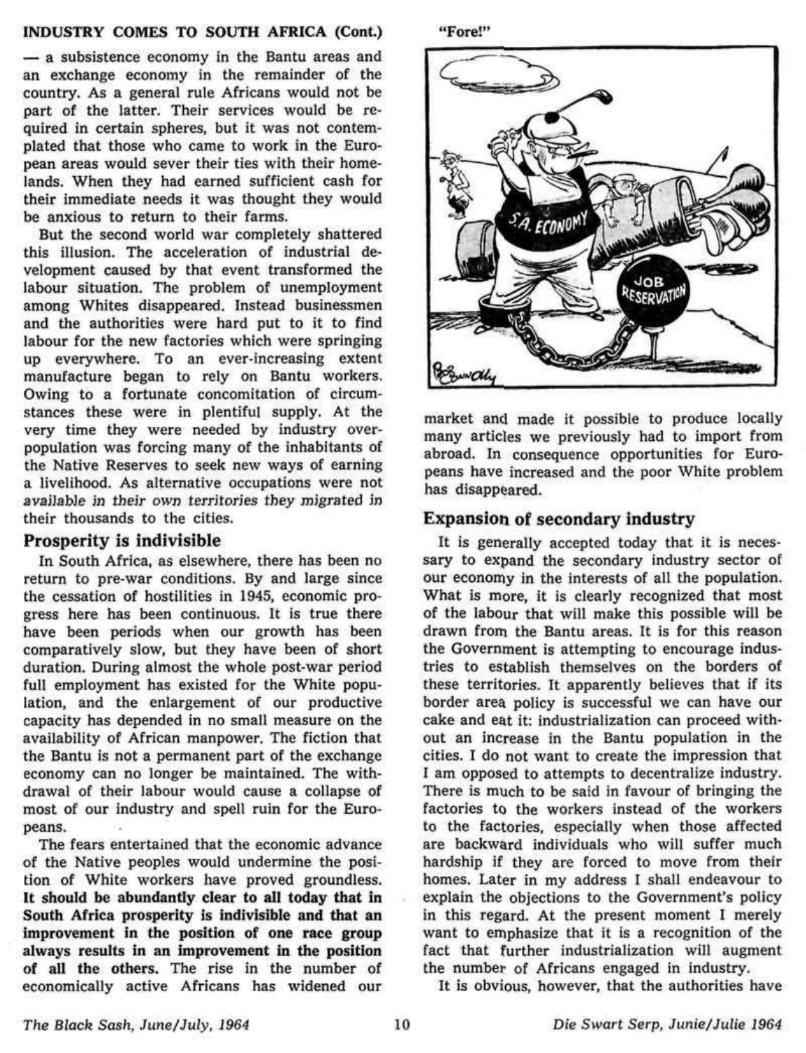## INDUSTRY COMES TO SOUTH AFRICA (Cont.)

— a subsistence economy in the Bantu areas and an exchange economy in the remainder of the country. As a general rule Africans would not be part of the latter. Their services would be required in certain spheres, but it was not contemplated that those who came to work in the European areas would sever their ties with their homelands. When they had earned sufficient cash for their immediate needs it was thought they would be anxious to return to their farms.

But the second world war completely shattered this illusion. The acceleration of industrial development caused by that event transformed the labour situation. The problem of unemployment among Whites disappeared. Instead businessmen and the authorities were hard put to it to find labour for the new factories which were springing up everywhere. To an ever-increasing extent manufacture began to rely on Bantu workers. Owing to a fortunate concomitation of circumstances these were in plentiful supply. At the very time they were needed by industry overpopulation was forcing many of the inhabitants of the Native Reserves to seek new ways of earning a livelihood. As alternative occupations were not available in their own territories they migrated in their thousands to the cities.

### Prosperity is indivisible

In South Africa, as elsewhere, there has been no return to pre-war conditions. By and large since the cessation of hostilities in 1945, economic progress here has been continuous. It is true there have been periods when our growth has been comparatively slow, but they have been of short duration. During almost the whole post-war period full employment has existed for the White population, and the enlargement of our productive capacity has depended in no small measure on the availability of African manpower. The fiction that the Bantu is not a permanent part of the exchange economy can no longer be maintained. The withdrawal of their labour would cause a collapse of most of our industry and spell ruin for the Europeans.

The fears entertained that the economic advance of the Native peoples would undermine the position of White workers have proved groundless. **It should be abundantly clear to all today that in South Africa prosperity is indivisible and that an improvement in the position of one race group always results in an improvement in the position of all the others.** The rise in the number of economically active Africans has widened our market and made it possible to produce locally many articles we previously had to import from abroad. In consequence opportunities for Europeans have increased and the poor White problem has disappeared.

"Fore!"

### Expansion of secondary industry

It is generally accepted today that it is necessary to expand the secondary industry sector of our economy in the interests of all the population. What is more, it is clearly recognized that most of the labour that will make this possible will be drawn from the Bantu areas. It is for this reason the Government is attempting to encourage industries to establish themselves on the borders of these territories. It apparently believes that if its border area policy is successful we can have our cake and eat it: industrialization can proceed without an increase in the Bantu population in the cities. I do not want to create the impression that I am opposed to attempts to decentralize industry. There is much to be said in favour of bringing the factories to the workers instead of the workers to the factories, especially when those affected are backward individuals who will suffer much hardship if they are forced to move from their homes. Later in my address I shall endeavour to explain the objections to the Government's policy in this regard. At the present moment I merely want to emphasize that it is a recognition of the fact that further industrialization will augment the number of Africans engaged in industry.

It is obvious, however, that the authorities have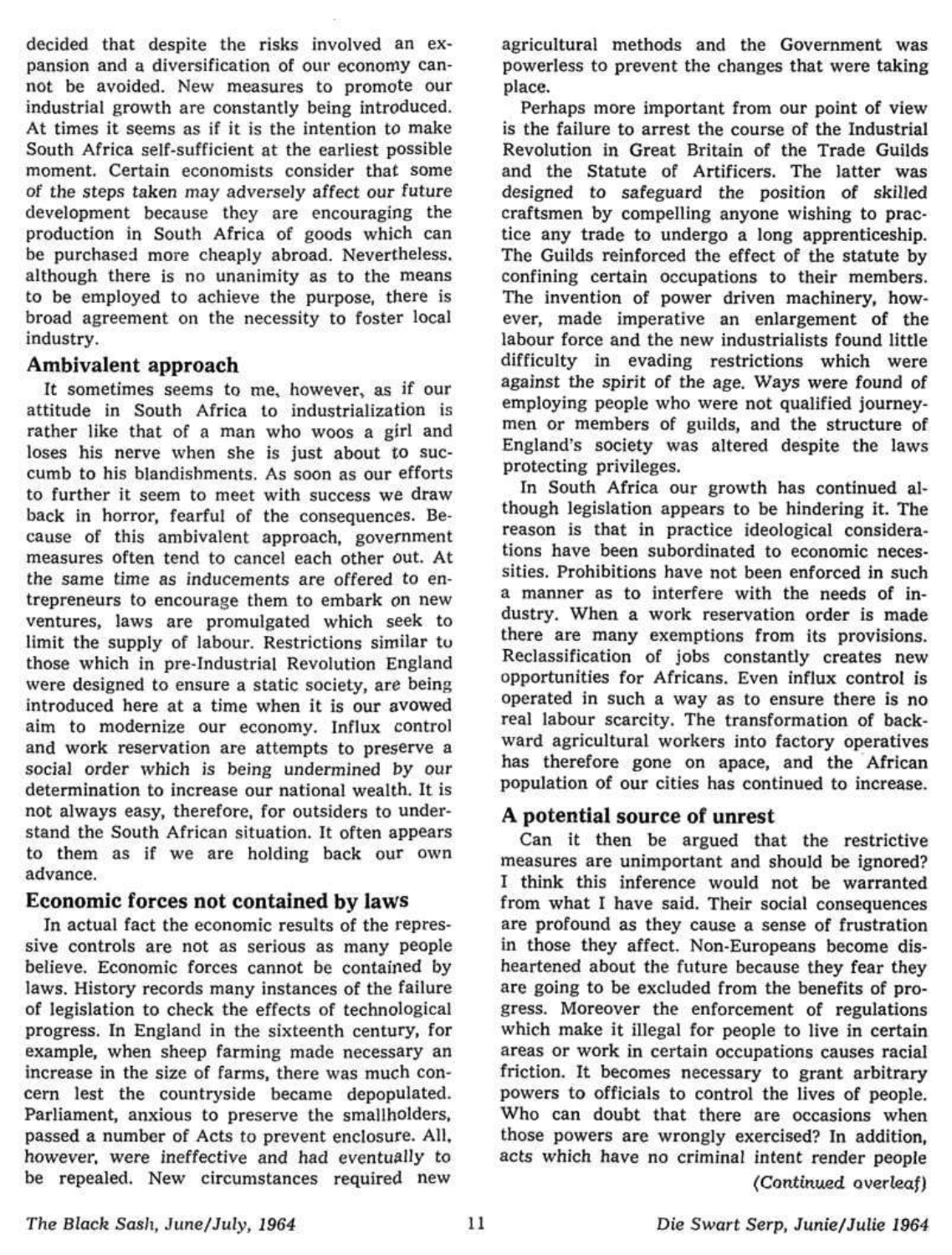decided that despite the risks involved an expansion and a diversification of our economy cannot be avoided. New measures to promote our industrial growth are constantly being introduced. At times it seems as if it is the intention to make South Africa self-sufficient at the earliest possible moment. Certain economists consider that some of the steps taken may adversely affect our future development because they are encouraging the production in South Africa of goods which can be purchased more cheaply abroad. Nevertheless, although there is no unanimity as to the means to be employed to achieve the purpose, there is broad agreement on the necessity to foster local industry.

## Ambivalent approach

It sometimes seems to me, however, as if our attitude in South Africa to industrialization is rather like that of a man who woos a girl and loses his nerve when she is just about to succumb to his blandishments. As soon as our efforts to further it seem to meet with success we draw back in horror, fearful of the consequences. Because of this ambivalent approach, government measures often tend to cancel each other out. At the same time as inducements are offered to entrepreneurs to encourage them to embark on new ventures, laws are promulgated which seek to limit the supply of labour. Restrictions similar to those which in pre-Industrial Revolution England were designed to ensure a static society, are being introduced here at a time when it is our avowed aim to modernize our economy. Influx control and work reservation are attempts to preserve a social order which is being undermined by our determination to increase our national wealth. It is not always easy, therefore, for outsiders to understand the South African situation. It often appears to them as if we are holding back our own advance.

## Economic forces not contained by laws

In actual fact the economic results of the repressive controls are not as serious as many people believe. Economic forces cannot be contained by laws. History records many instances of the failure of legislation to check the effects of technological progress. In England in the sixteenth century, for example, when sheep farming made necessary an increase in the size of farms, there was much concern lest the countryside became depopulated. Parliament, anxious to preserve the smallholders, passed a number of Acts to prevent enclosure. All, however, were ineffective and had eventually to be repealed. New circumstances required new agricultural methods and the Government was powerless to prevent the changes that were taking place.

Perhaps more important from our point of view is the failure to arrest the course of the Industrial Revolution in Great Britain of the Trade Guilds and the Statute of Artificers. The latter was designed to safeguard the position of skilled craftsmen by compelling anyone wishing to practice any trade to undergo a long apprenticeship. The Guilds reinforced the effect of the statute by confining certain occupations to their members. The invention of power driven machinery, however, made imperative an enlargement of the labour force and the new industrialists found little difficulty in evading restrictions which were against the spirit of the age. Ways were found of employing people who were not qualified journeymen or members of guilds, and the structure of England's society was altered despite the laws protecting privileges.

In South Africa our growth has continued although legislation appears to be hindering it. The reason is that in practice ideological considerations have been subordinated to economic necessities. Prohibitions have not been enforced in such a manner as to interfere with the needs of industry. When a work reservation order is made there are many exemptions from its provisions. Reclassification of jobs constantly creates new opportunities for Africans. Even influx control is operated in such a way as to ensure there is no real labour scarcity. The transformation of backward agricultural workers into factory operatives has therefore gone on apace, and the African population of our cities has continued to increase.

## A potential source of unrest

Can it then be argued that the restrictive measures are unimportant and should be ignored? I think this inference would not be warranted from what I have said. Their social consequences are profound as they cause a sense of frustration in those they affect. Non-Europeans become disheartened about the future because they fear they are going to be excluded from the benefits of progress. Moreover the enforcement of regulations which make it illegal for people to live in certain areas or work in certain occupations causes racial friction. It becomes necessary to grant arbitrary powers to officials to control the lives of people. Who can doubt that there are occasions when those powers are wrongly exercised? In addition, acts which have no criminal intent render people

*(Continued overleaf)*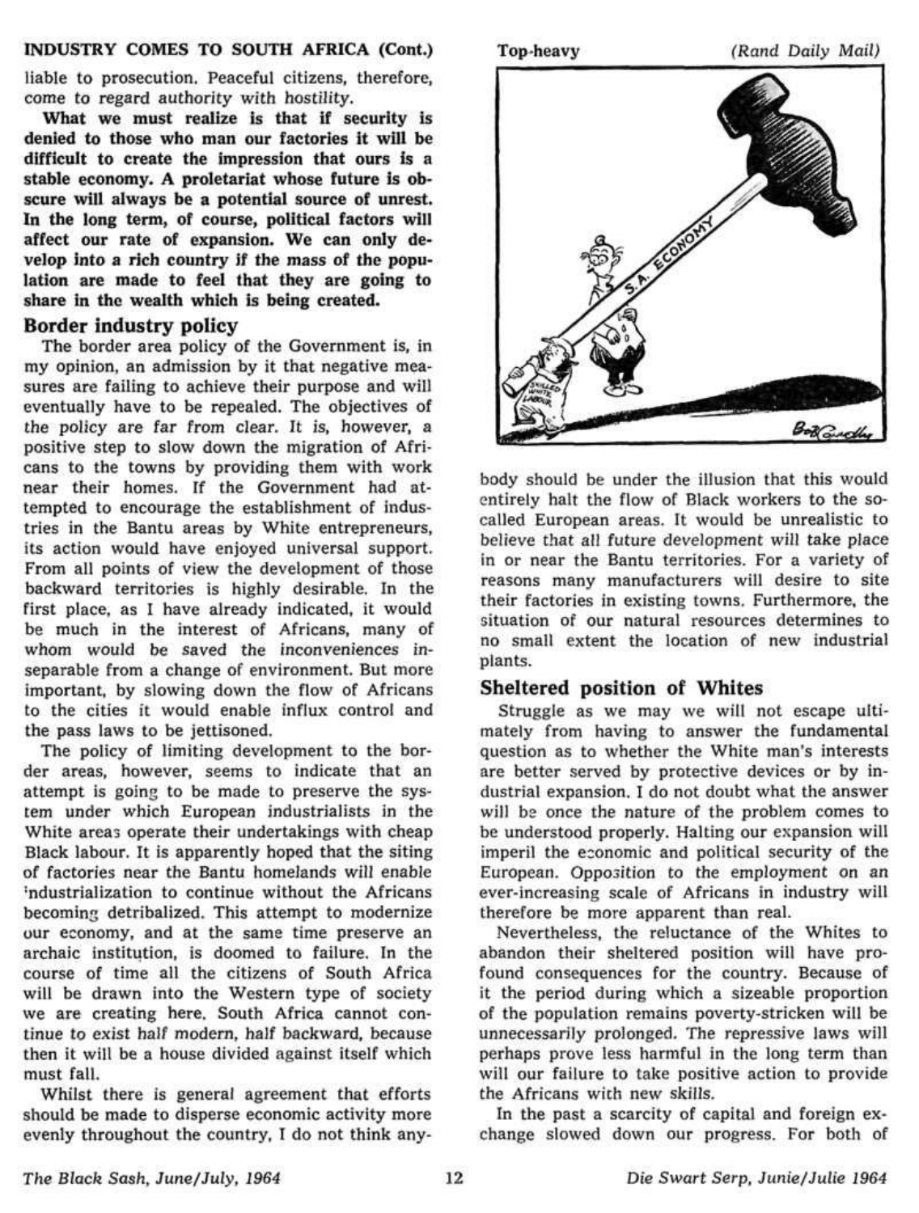INDUSTRY COMES TO SOUTH AFRICA (Cont.)

liable to prosecution. Peaceful citizens, therefore, come to regard authority with hostility.

**What we must realize is that if security is denied to those who man our factories it will be difficult to create the impression that ours is a stable economy. A proletariat whose future is obscure will always be a potential source of unrest. In the long term, of course, political factors will affect our rate of expansion. We can only develop into a rich country if the mass of the population are made to feel that they are going to share in the wealth which is being created.**

## Border industry policy

The border area policy of the Government is, in my opinion, an admission by it that negative measures are failing to achieve their purpose and will eventually have to be repealed. The objectives of the policy are far from clear. It is, however, a positive step to slow down the migration of Africans to the towns by providing them with work near their homes. If the Government had attempted to encourage the establishment of industries in the Bantu areas by White entrepreneurs, its action would have enjoyed universal support. From all points of view the development of those backward territories is highly desirable. In the first place, as I have already indicated, it would be much in the interest of Africans, many of whom would be saved the inconveniences inseparable from a change of environment. But more important, by slowing down the flow of Africans to the cities it would enable influx control and the pass laws to be jettisoned.

The policy of limiting development to the border areas, however, seems to indicate that an attempt is going to be made to preserve the system under which European industrialists in the White areas operate their undertakings with cheap Black labour. It is apparently hoped that the siting of factories near the Bantu homelands will enable industrialization to continue without the Africans becoming detribalized. This attempt to modernize our economy, and at the same time preserve an archaic institution, is doomed to failure. In the course of time all the citizens of South Africa will be drawn into the Western type of society we are creating here. South Africa cannot continue to exist half modern, half backward, because then it will be a house divided against itself which must fall.

Whilst there is general agreement that efforts should be made to disperse economic activity more evenly throughout the country, I do not think anybody should be under the illusion that this would entirely halt the flow of Black workers to the so-called European areas. It would be unrealistic to believe that all future development will take place in or near the Bantu territories. For a variety of reasons many manufacturers will desire to site their factories in existing towns. Furthermore, the situation of our natural resources determines to no small extent the location of new industrial plants.

Top-heavy *(Rand Daily Mail)*

## Sheltered position of Whites

Struggle as we may we will not escape ultimately from having to answer the fundamental question as to whether the White man's interests are better served by protective devices or by industrial expansion. I do not doubt what the answer will be once the nature of the problem comes to be understood properly. Halting our expansion will imperil the economic and political security of the European. Opposition to the employment on an ever-increasing scale of Africans in industry will therefore be more apparent than real.

Nevertheless, the reluctance of the Whites to abandon their sheltered position will have profound consequences for the country. Because of it the period during which a sizeable proportion of the population remains poverty-stricken will be unnecessarily prolonged. The repressive laws will perhaps prove less harmful in the long term than will our failure to take positive action to provide the Africans with new skills.

In the past a scarcity of capital and foreign exchange slowed down our progress. For both of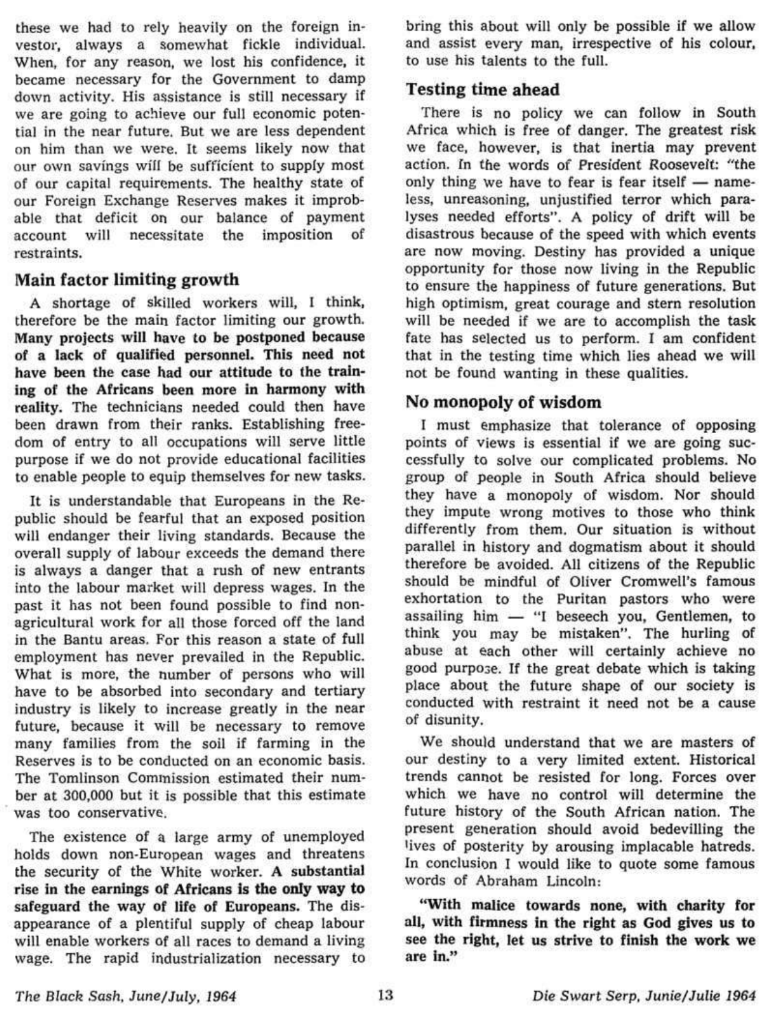these we had to rely heavily on the foreign investor, always a somewhat fickle individual. When, for any reason, we lost his confidence, it became necessary for the Government to damp down activity. His assistance is still necessary if we are going to achieve our full economic potential in the near future. But we are less dependent on him than we were. It seems likely now that our own savings will be sufficient to supply most of our capital requirements. The healthy state of our Foreign Exchange Reserves makes it improbable that deficit on our balance of payment account will necessitate the imposition of restraints.

## Main factor limiting growth

A shortage of skilled workers will, I think, therefore be the main factor limiting our growth. **Many projects will have to be postponed because of a lack of qualified personnel. This need not have been the case had our attitude to the training of the Africans been more in harmony with reality.** The technicians needed could then have been drawn from their ranks. Establishing freedom of entry to all occupations will serve little purpose if we do not provide educational facilities to enable people to equip themselves for new tasks.

It is understandable that Europeans in the Republic should be fearful that an exposed position will endanger their living standards. Because the overall supply of labour exceeds the demand there is always a danger that a rush of new entrants into the labour market will depress wages. In the past it has not been found possible to find non-agricultural work for all those forced off the land in the Bantu areas. For this reason a state of full employment has never prevailed in the Republic. What is more, the number of persons who will have to be absorbed into secondary and tertiary industry is likely to increase greatly in the near future, because it will be necessary to remove many families from the soil if farming in the Reserves is to be conducted on an economic basis. The Tomlinson Commission estimated their number at 300,000 but it is possible that this estimate was too conservative.

The existence of a large army of unemployed holds down non-European wages and threatens the security of the White worker. **A substantial rise in the earnings of Africans is the only way to safeguard the way of life of Europeans.** The disappearance of a plentiful supply of cheap labour will enable workers of all races to demand a living wage. The rapid industrialization necessary to bring this about will only be possible if we allow and assist every man, irrespective of his colour, to use his talents to the full.

## Testing time ahead

There is no policy we can follow in South Africa which is free of danger. The greatest risk we face, however, is that inertia may prevent action. In the words of President Roosevelt: "the only thing we have to fear is fear itself — nameless, unreasoning, unjustified terror which paralyses needed efforts". A policy of drift will be disastrous because of the speed with which events are now moving. Destiny has provided a unique opportunity for those now living in the Republic to ensure the happiness of future generations. But high optimism, great courage and stern resolution will be needed if we are to accomplish the task fate has selected us to perform. I am confident that in the testing time which lies ahead we will not be found wanting in these qualities.

## No monopoly of wisdom

I must emphasize that tolerance of opposing points of views is essential if we are going successfully to solve our complicated problems. No group of people in South Africa should believe they have a monopoly of wisdom. Nor should they impute wrong motives to those who think differently from them. Our situation is without parallel in history and dogmatism about it should therefore be avoided. All citizens of the Republic should be mindful of Oliver Cromwell's famous exhortation to the Puritan pastors who were assailing him — "I beseech you, Gentlemen, to think you may be mistaken". The hurling of abuse at each other will certainly achieve no good purpose. If the great debate which is taking place about the future shape of our society is conducted with restraint it need not be a cause of disunity.

We should understand that we are masters of our destiny to a very limited extent. Historical trends cannot be resisted for long. Forces over which we have no control will determine the future history of the South African nation. The present generation should avoid bedevilling the lives of posterity by arousing implacable hatreds. In conclusion I would like to quote some famous words of Abraham Lincoln:

**"With malice towards none, with charity for all, with firmness in the right as God gives us to see the right, let us strive to finish the work we are in."**